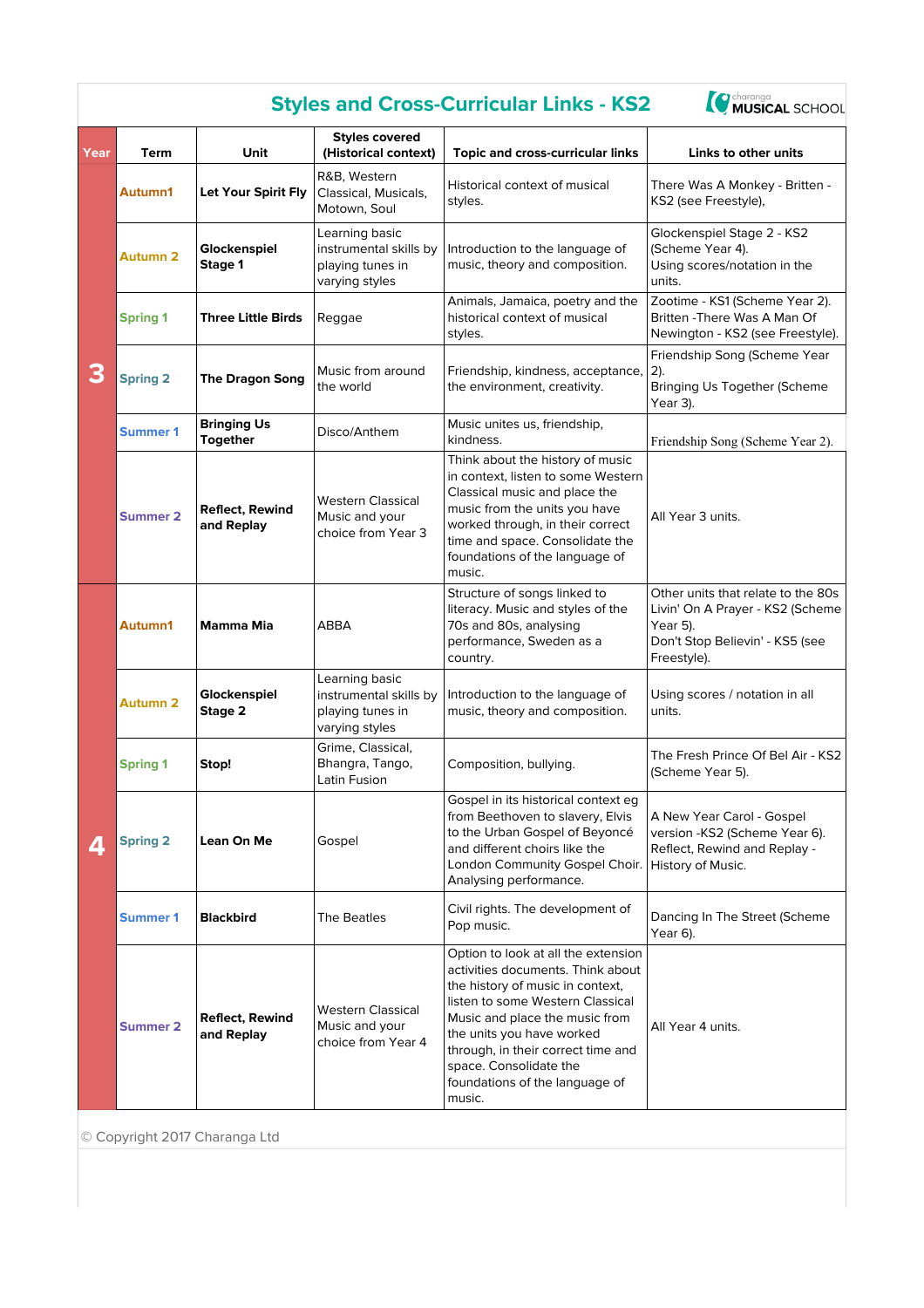## Styles and Cross-Curricular Links - KS2

Charanga MUSICAL SCHOOL

| Year | Term | Unit | Styles covered (Historical context) | Topic and cross-curricular links | Links to other units |
|---|---|---|---|---|---|
| 3 | Autumn1 | **Let Your Spirit Fly** | R&B, Western Classical, Musicals, Motown, Soul | Historical context of musical styles. | There Was A Monkey - Britten - KS2 (see Freestyle), |
| | Autumn 2 | **Glockenspiel Stage 1** | Learning basic instrumental skills by playing tunes in varying styles | Introduction to the language of music, theory and composition. | Glockenspiel Stage 2 - KS2 (Scheme Year 4). Using scores/notation in the units. |
| | Spring 1 | **Three Little Birds** | Reggae | Animals, Jamaica, poetry and the historical context of musical styles. | Zootime - KS1 (Scheme Year 2). Britten -There Was A Man Of Newington - KS2 (see Freestyle). |
| | Spring 2 | **The Dragon Song** | Music from around the world | Friendship, kindness, acceptance, the environment, creativity. | Friendship Song (Scheme Year 2). Bringing Us Together (Scheme Year 3). |
| | Summer 1 | **Bringing Us Together** | Disco/Anthem | Music unites us, friendship, kindness. | Friendship Song (Scheme Year 2). |
| | Summer 2 | **Reflect, Rewind and Replay** | Western Classical Music and your choice from Year 3 | Think about the history of music in context, listen to some Western Classical music and place the music from the units you have worked through, in their correct time and space. Consolidate the foundations of the language of music. | All Year 3 units. |
| 4 | Autumn1 | **Mamma Mia** | ABBA | Structure of songs linked to literacy. Music and styles of the 70s and 80s, analysing performance, Sweden as a country. | Other units that relate to the 80s Livin' On A Prayer - KS2 (Scheme Year 5). Don't Stop Believin' - KS5 (see Freestyle). |
| | Autumn 2 | **Glockenspiel Stage 2** | Learning basic instrumental skills by playing tunes in varying styles | Introduction to the language of music, theory and composition. | Using scores / notation in all units. |
| | Spring 1 | **Stop!** | Grime, Classical, Bhangra, Tango, Latin Fusion | Composition, bullying. | The Fresh Prince Of Bel Air - KS2 (Scheme Year 5). |
| | Spring 2 | **Lean On Me** | Gospel | Gospel in its historical context eg from Beethoven to slavery, Elvis to the Urban Gospel of Beyoncé and different choirs like the London Community Gospel Choir. Analysing performance. | A New Year Carol - Gospel version -KS2 (Scheme Year 6). Reflect, Rewind and Replay - History of Music. |
| | Summer 1 | **Blackbird** | The Beatles | Civil rights. The development of Pop music. | Dancing In The Street (Scheme Year 6). |
| | Summer 2 | **Reflect, Rewind and Replay** | Western Classical Music and your choice from Year 4 | Option to look at all the extension activities documents. Think about the history of music in context, listen to some Western Classical Music and place the music from the units you have worked through, in their correct time and space. Consolidate the foundations of the language of music. | All Year 4 units. |

© Copyright 2017 Charanga Ltd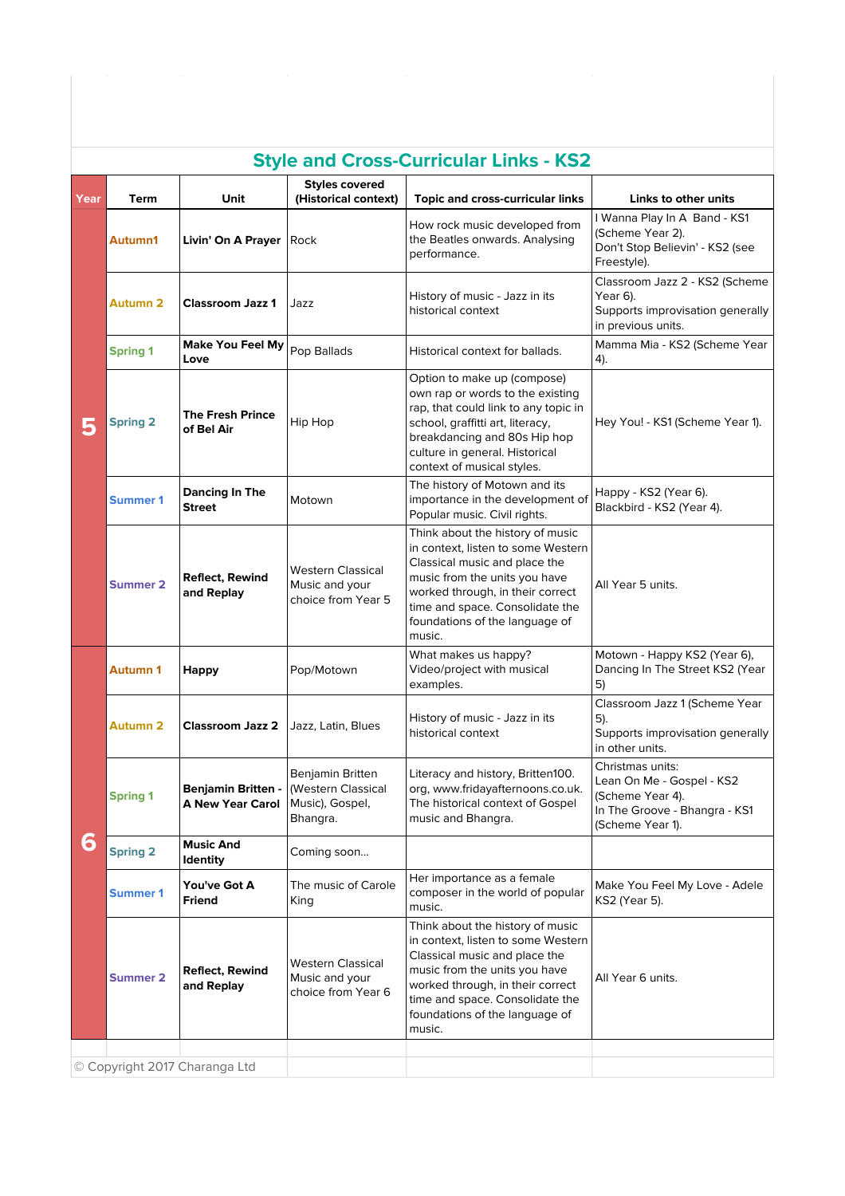## Style and Cross-Curricular Links - KS2

| Year | Term | Unit | Styles covered (Historical context) | Topic and cross-curricular links | Links to other units |
|---|---|---|---|---|---|
| 5 | Autumn1 | **Livin' On A Prayer** | Rock | How rock music developed from the Beatles onwards. Analysing performance. | I Wanna Play In A Band - KS1 (Scheme Year 2). Don't Stop Believin' - KS2 (see Freestyle). |
| | Autumn 2 | **Classroom Jazz 1** | Jazz | History of music - Jazz in its historical context | Classroom Jazz 2 - KS2 (Scheme Year 6). Supports improvisation generally in previous units. |
| | Spring 1 | **Make You Feel My Love** | Pop Ballads | Historical context for ballads. | Mamma Mia - KS2 (Scheme Year 4). |
| | Spring 2 | **The Fresh Prince of Bel Air** | Hip Hop | Option to make up (compose) own rap or words to the existing rap, that could link to any topic in school, graffitti art, literacy, breakdancing and 80s Hip hop culture in general. Historical context of musical styles. | Hey You! - KS1 (Scheme Year 1). |
| | Summer 1 | **Dancing In The Street** | Motown | The history of Motown and its importance in the development of Popular music. Civil rights. | Happy - KS2 (Year 6). Blackbird - KS2 (Year 4). |
| | Summer 2 | **Reflect, Rewind and Replay** | Western Classical Music and your choice from Year 5 | Think about the history of music in context, listen to some Western Classical music and place the music from the units you have worked through, in their correct time and space. Consolidate the foundations of the language of music. | All Year 5 units. |
| 6 | Autumn 1 | **Happy** | Pop/Motown | What makes us happy? Video/project with musical examples. | Motown - Happy KS2 (Year 6), Dancing In The Street KS2 (Year 5) |
| | Autumn 2 | **Classroom Jazz 2** | Jazz, Latin, Blues | History of music - Jazz in its historical context | Classroom Jazz 1 (Scheme Year 5). Supports improvisation generally in other units. |
| | Spring 1 | **Benjamin Britten - A New Year Carol** | Benjamin Britten (Western Classical Music), Gospel, Bhangra. | Literacy and history, Britten100. org, www.fridayafternoons.co.uk. The historical context of Gospel music and Bhangra. | Christmas units: Lean On Me - Gospel - KS2 (Scheme Year 4). In The Groove - Bhangra - KS1 (Scheme Year 1). |
| | Spring 2 | **Music And Identity** | Coming soon... | | |
| | Summer 1 | **You've Got A Friend** | The music of Carole King | Her importance as a female composer in the world of popular music. | Make You Feel My Love - Adele KS2 (Year 5). |
| | Summer 2 | **Reflect, Rewind and Replay** | Western Classical Music and your choice from Year 6 | Think about the history of music in context, listen to some Western Classical music and place the music from the units you have worked through, in their correct time and space. Consolidate the foundations of the language of music. | All Year 6 units. |

© Copyright 2017 Charanga Ltd